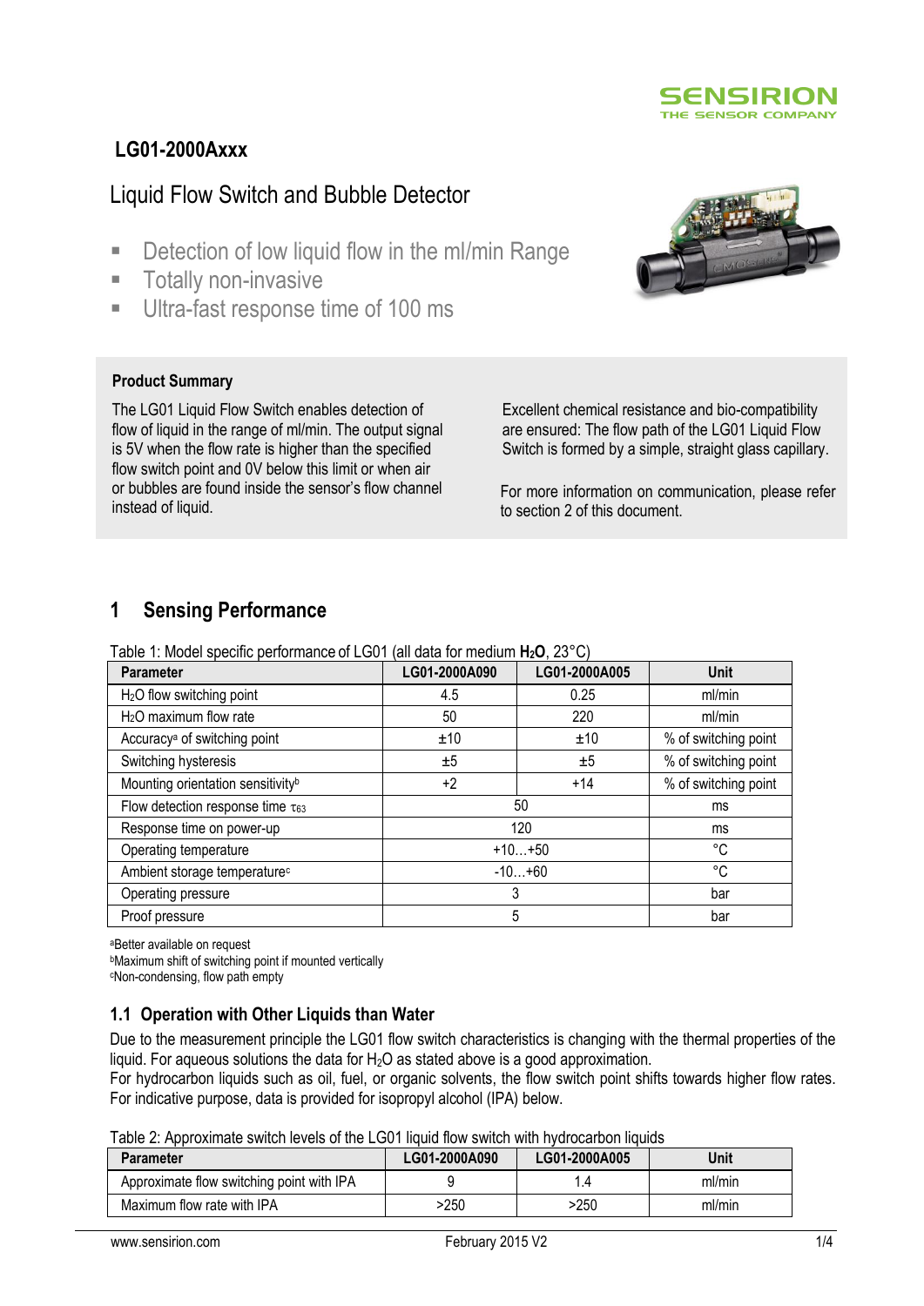# LG01-2000Axxx

## Liquid Flow Switch and Bubble Detector

- Detection of low liquid flow in the ml/min Range
- Totally non-invasive
- Ultra-fast response time of 100 ms

**Product Summary**

The LG01 Liquid Flow Switch enables detection of flow of liquid in the range of ml/min. The output signal is 5V when the flow rate is higher than the specified flow switch point and 0V below this limit or when air or bubbles are found inside the sensor's flow channel instead of liquid.

Excellent chemical resistance and bio-compatibility are ensured: The flow path of the LG01 Liquid Flow Switch is formed by a simple, straight glass capillary.

For more information on communication, please refer to section 2 of this document.

## 1 Sensing Performance

Table 1: Model specific performance of LG01 (all data for medium **$H_2O$**, 23°C)

| Parameter | LG01-2000A090 | LG01-2000A005 | Unit |
|---|---|---|---|
| $H_2O$ flow switching point | 4.5 | 0.25 | ml/min |
| $H_2O$ maximum flow rate | 50 | 220 | ml/min |
| Accuracy[a] of switching point | ±10 | ±10 | % of switching point |
| Switching hysteresis | ±5 | ±5 | % of switching point |
| Mounting orientation sensitivity[b] | +2 | +14 | % of switching point |
| Flow detection response time $\tau_{63}$ | 50 | | ms |
| Response time on power-up | 120 | | ms |
| Operating temperature | +10…+50 | | °C |
| Ambient storage temperature[c] | -10…+60 | | °C |
| Operating pressure | 3 | | bar |
| Proof pressure | 5 | | bar |

[a]Better available on request
[b]Maximum shift of switching point if mounted vertically
[c]Non-condensing, flow path empty

### 1.1 Operation with Other Liquids than Water

Due to the measurement principle the LG01 flow switch characteristics is changing with the thermal properties of the liquid. For aqueous solutions the data for $H_2O$ as stated above is a good approximation.
For hydrocarbon liquids such as oil, fuel, or organic solvents, the flow switch point shifts towards higher flow rates. For indicative purpose, data is provided for isopropyl alcohol (IPA) below.

Table 2: Approximate switch levels of the LG01 liquid flow switch with hydrocarbon liquids

| Parameter | LG01-2000A090 | LG01-2000A005 | Unit |
|---|---|---|---|
| Approximate flow switching point with IPA | 9 | 1.4 | ml/min |
| Maximum flow rate with IPA | >250 | >250 | ml/min |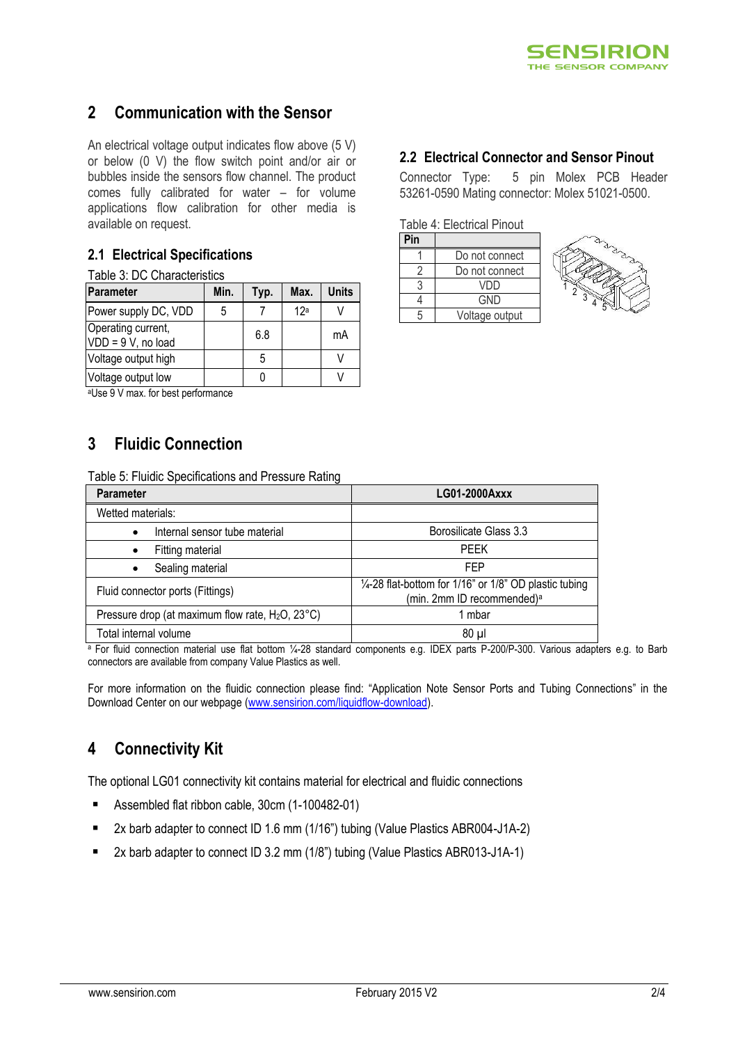## 2 Communication with the Sensor

An electrical voltage output indicates flow above (5 V) or below (0 V) the flow switch point and/or air or bubbles inside the sensors flow channel. The product comes fully calibrated for water – for volume applications flow calibration for other media is available on request.

### 2.1 Electrical Specifications

Table 3: DC Characteristics

| Parameter | Min. | Typ. | Max. | Units |
|---|---|---|---|---|
| Power supply DC, VDD | 5 | 7 | 12[a] | V |
| Operating current, VDD = 9 V, no load | | 6.8 | | mA |
| Voltage output high | | 5 | | V |
| Voltage output low | | 0 | | V |

[a]Use 9 V max. for best performance

### 2.2 Electrical Connector and Sensor Pinout

Connector Type: 5 pin Molex PCB Header 53261-0590 Mating connector: Molex 51021-0500.

Table 4: Electrical Pinout

| Pin | |
|---|---|
| 1 | Do not connect |
| 2 | Do not connect |
| 3 | VDD |
| 4 | GND |
| 5 | Voltage output |

## 3 Fluidic Connection

Table 5: Fluidic Specifications and Pressure Rating

| Parameter | LG01-2000Axxx |
|---|---|
| Wetted materials: | |
| • Internal sensor tube material | Borosilicate Glass 3.3 |
| • Fitting material | PEEK |
| • Sealing material | FEP |
| Fluid connector ports (Fittings) | ¼-28 flat-bottom for 1/16" or 1/8" OD plastic tubing (min. 2mm ID recommended)[a] |
| Pressure drop (at maximum flow rate, $H_2O$, 23°C) | 1 mbar |
| Total internal volume | 80 µl |

[a] For fluid connection material use flat bottom ¼-28 standard components e.g. IDEX parts P-200/P-300. Various adapters e.g. to Barb connectors are available from company Value Plastics as well.

For more information on the fluidic connection please find: "Application Note Sensor Ports and Tubing Connections" in the Download Center on our webpage (www.sensirion.com/liquidflow-download).

## 4 Connectivity Kit

The optional LG01 connectivity kit contains material for electrical and fluidic connections

- Assembled flat ribbon cable, 30cm (1-100482-01)
- 2x barb adapter to connect ID 1.6 mm (1/16") tubing (Value Plastics ABR004-J1A-2)
- 2x barb adapter to connect ID 3.2 mm (1/8") tubing (Value Plastics ABR013-J1A-1)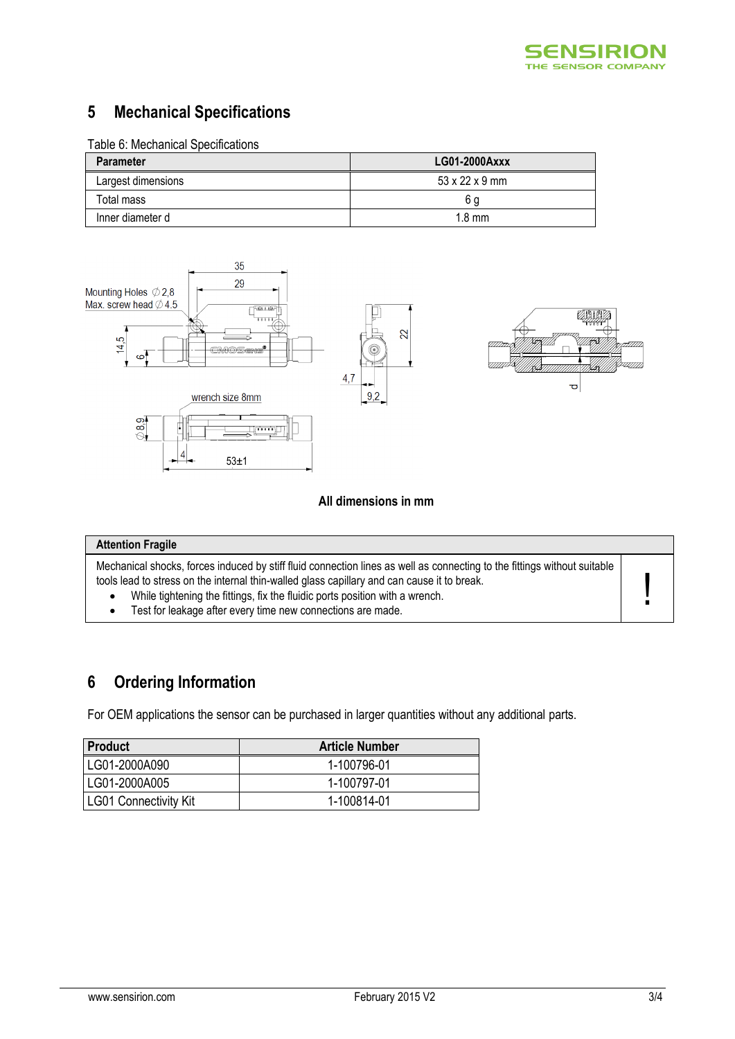# 5 Mechanical Specifications

Table 6: Mechanical Specifications

| Parameter | LG01-2000Axxx |
|---|---|
| Largest dimensions | 53 x 22 x 9 mm |
| Total mass | 6 g |
| Inner diameter d | 1.8 mm |

**All dimensions in mm**

| Attention Fragile | |
|---|---|
| Mechanical shocks, forces induced by stiff fluid connection lines as well as connecting to the fittings without suitable tools lead to stress on the internal thin-walled glass capillary and can cause it to break.<br>• While tightening the fittings, fix the fluidic ports position with a wrench.<br>• Test for leakage after every time new connections are made. | ! |

# 6 Ordering Information

For OEM applications the sensor can be purchased in larger quantities without any additional parts.

| Product | Article Number |
|---|---|
| LG01-2000A090 | 1-100796-01 |
| LG01-2000A005 | 1-100797-01 |
| LG01 Connectivity Kit | 1-100814-01 |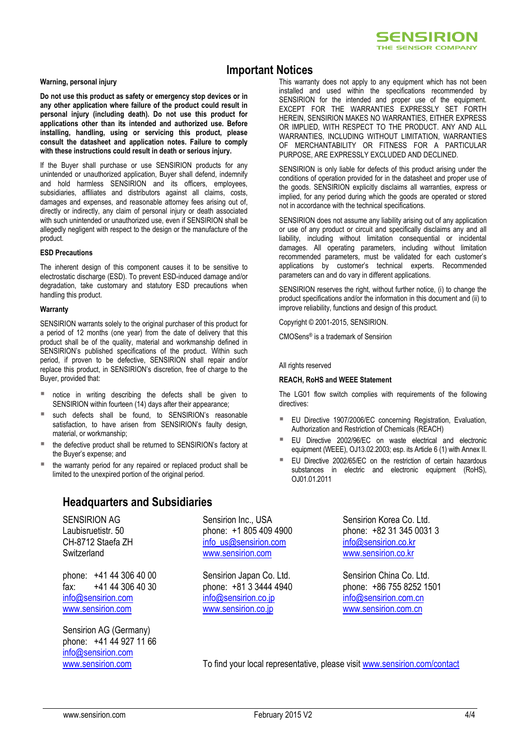# Important Notices

### Warning, personal injury

**Do not use this product as safety or emergency stop devices or in any other application where failure of the product could result in personal injury (including death). Do not use this product for applications other than its intended and authorized use. Before installing, handling, using or servicing this product, please consult the datasheet and application notes. Failure to comply with these instructions could result in death or serious injury.**

If the Buyer shall purchase or use SENSIRION products for any unintended or unauthorized application, Buyer shall defend, indemnify and hold harmless SENSIRION and its officers, employees, subsidiaries, affiliates and distributors against all claims, costs, damages and expenses, and reasonable attorney fees arising out of, directly or indirectly, any claim of personal injury or death associated with such unintended or unauthorized use, even if SENSIRION shall be allegedly negligent with respect to the design or the manufacture of the product.

### ESD Precautions

The inherent design of this component causes it to be sensitive to electrostatic discharge (ESD). To prevent ESD-induced damage and/or degradation, take customary and statutory ESD precautions when handling this product.

### Warranty

SENSIRION warrants solely to the original purchaser of this product for a period of 12 months (one year) from the date of delivery that this product shall be of the quality, material and workmanship defined in SENSIRION's published specifications of the product. Within such period, if proven to be defective, SENSIRION shall repair and/or replace this product, in SENSIRION's discretion, free of charge to the Buyer, provided that:

- notice in writing describing the defects shall be given to SENSIRION within fourteen (14) days after their appearance;
- such defects shall be found, to SENSIRION's reasonable satisfaction, to have arisen from SENSIRION's faulty design, material, or workmanship;
- the defective product shall be returned to SENSIRION's factory at the Buyer's expense; and
- the warranty period for any repaired or replaced product shall be limited to the unexpired portion of the original period.

This warranty does not apply to any equipment which has not been installed and used within the specifications recommended by SENSIRION for the intended and proper use of the equipment. EXCEPT FOR THE WARRANTIES EXPRESSLY SET FORTH HEREIN, SENSIRION MAKES NO WARRANTIES, EITHER EXPRESS OR IMPLIED, WITH RESPECT TO THE PRODUCT. ANY AND ALL WARRANTIES, INCLUDING WITHOUT LIMITATION, WARRANTIES OF MERCHANTABILITY OR FITNESS FOR A PARTICULAR PURPOSE, ARE EXPRESSLY EXCLUDED AND DECLINED.

SENSIRION is only liable for defects of this product arising under the conditions of operation provided for in the datasheet and proper use of the goods. SENSIRION explicitly disclaims all warranties, express or implied, for any period during which the goods are operated or stored not in accordance with the technical specifications.

SENSIRION does not assume any liability arising out of any application or use of any product or circuit and specifically disclaims any and all liability, including without limitation consequential or incidental damages. All operating parameters, including without limitation recommended parameters, must be validated for each customer's applications by customer's technical experts. Recommended parameters can and do vary in different applications.

SENSIRION reserves the right, without further notice, (i) to change the product specifications and/or the information in this document and (ii) to improve reliability, functions and design of this product.

Copyright © 2001-2015, SENSIRION.

CMOSens® is a trademark of Sensirion

All rights reserved

### REACH, RoHS and WEEE Statement

The LG01 flow switch complies with requirements of the following directives:

- EU Directive 1907/2006/EC concerning Registration, Evaluation, Authorization and Restriction of Chemicals (REACH)
- EU Directive 2002/96/EC on waste electrical and electronic equipment (WEEE), OJ13.02.2003; esp. its Article 6 (1) with Annex II.
- EU Directive 2002/65/EC on the restriction of certain hazardous substances in electric and electronic equipment (RoHS), OJ01.01.2011

## Headquarters and Subsidiaries

SENSIRION AG
Laubisruetistr. 50
CH-8712 Staefa ZH
Switzerland

phone: +41 44 306 40 00
fax: +41 44 306 40 30
info@sensirion.com
www.sensirion.com

Sensirion AG (Germany)
phone: +41 44 927 11 66
info@sensirion.com
www.sensirion.com

Sensirion Inc., USA
phone: +1 805 409 4900
info_us@sensirion.com
www.sensirion.com

Sensirion Japan Co. Ltd.
phone: +81 3 3444 4940
info@sensirion.co.jp
www.sensirion.co.jp

Sensirion Korea Co. Ltd.
phone: +82 31 345 0031 3
info@sensirion.co.kr
www.sensirion.co.kr

Sensirion China Co. Ltd.
phone: +86 755 8252 1501
info@sensirion.com.cn
www.sensirion.com.cn

To find your local representative, please visit www.sensirion.com/contact